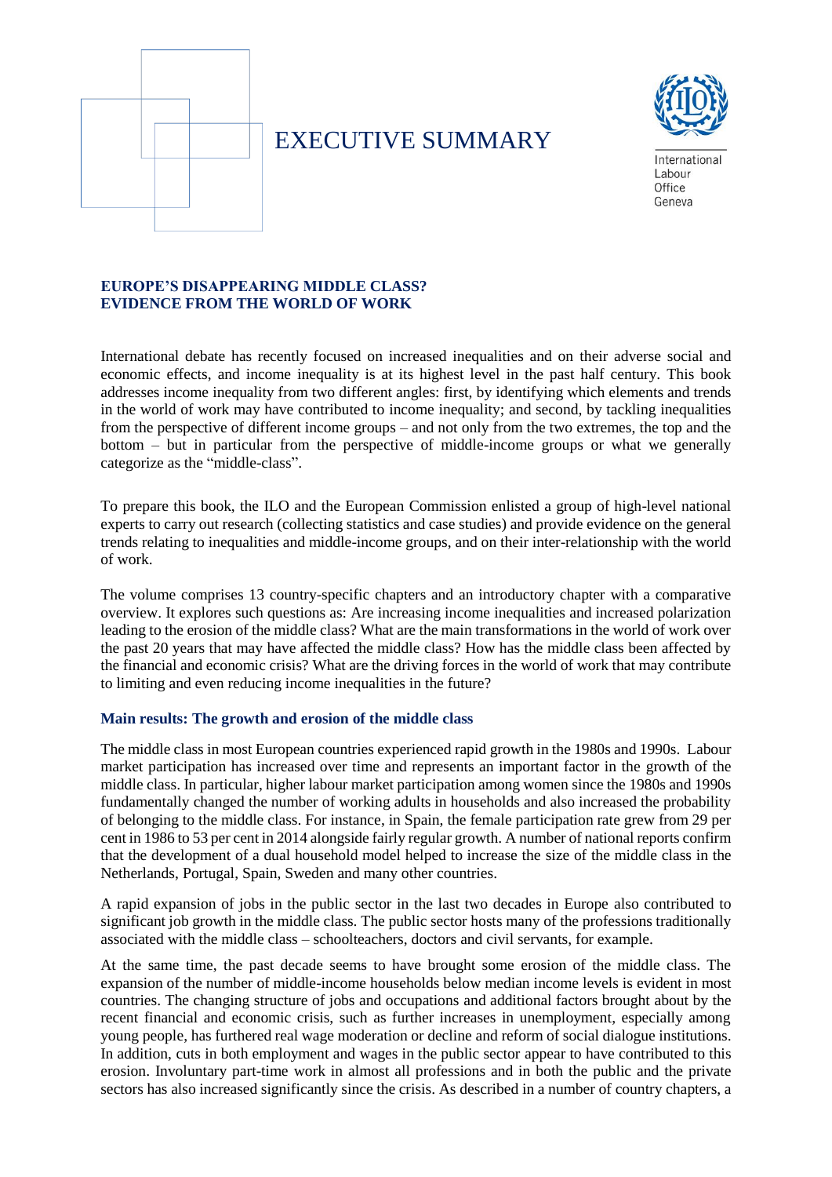# EXECUTIVE SUMMARY

International Labour Office Geneva

## EUROPE'S DISAPPEARING MIDDLE CLASS? EVIDENCE FROM THE WORLD OF WORK

International debate has recently focused on increased inequalities and on their adverse social and economic effects, and income inequality is at its highest level in the past half century. This book addresses income inequality from two different angles: first, by identifying which elements and trends in the world of work may have contributed to income inequality; and second, by tackling inequalities from the perspective of different income groups – and not only from the two extremes, the top and the bottom – but in particular from the perspective of middle-income groups or what we generally categorize as the "middle-class".

To prepare this book, the ILO and the European Commission enlisted a group of high-level national experts to carry out research (collecting statistics and case studies) and provide evidence on the general trends relating to inequalities and middle-income groups, and on their inter-relationship with the world of work.

The volume comprises 13 country-specific chapters and an introductory chapter with a comparative overview. It explores such questions as: Are increasing income inequalities and increased polarization leading to the erosion of the middle class? What are the main transformations in the world of work over the past 20 years that may have affected the middle class? How has the middle class been affected by the financial and economic crisis? What are the driving forces in the world of work that may contribute to limiting and even reducing income inequalities in the future?

### Main results: The growth and erosion of the middle class

The middle class in most European countries experienced rapid growth in the 1980s and 1990s. Labour market participation has increased over time and represents an important factor in the growth of the middle class. In particular, higher labour market participation among women since the 1980s and 1990s fundamentally changed the number of working adults in households and also increased the probability of belonging to the middle class. For instance, in Spain, the female participation rate grew from 29 per cent in 1986 to 53 per cent in 2014 alongside fairly regular growth. A number of national reports confirm that the development of a dual household model helped to increase the size of the middle class in the Netherlands, Portugal, Spain, Sweden and many other countries.

A rapid expansion of jobs in the public sector in the last two decades in Europe also contributed to significant job growth in the middle class. The public sector hosts many of the professions traditionally associated with the middle class – schoolteachers, doctors and civil servants, for example.

At the same time, the past decade seems to have brought some erosion of the middle class. The expansion of the number of middle-income households below median income levels is evident in most countries. The changing structure of jobs and occupations and additional factors brought about by the recent financial and economic crisis, such as further increases in unemployment, especially among young people, has furthered real wage moderation or decline and reform of social dialogue institutions. In addition, cuts in both employment and wages in the public sector appear to have contributed to this erosion. Involuntary part-time work in almost all professions and in both the public and the private sectors has also increased significantly since the crisis. As described in a number of country chapters, a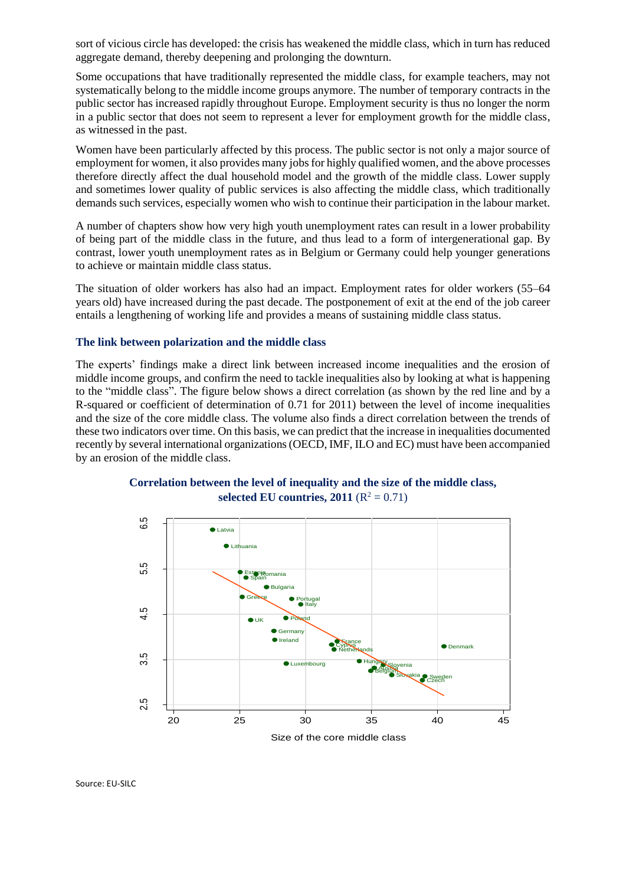sort of vicious circle has developed: the crisis has weakened the middle class, which in turn has reduced aggregate demand, thereby deepening and prolonging the downturn.

Some occupations that have traditionally represented the middle class, for example teachers, may not systematically belong to the middle income groups anymore. The number of temporary contracts in the public sector has increased rapidly throughout Europe. Employment security is thus no longer the norm in a public sector that does not seem to represent a lever for employment growth for the middle class, as witnessed in the past.

Women have been particularly affected by this process. The public sector is not only a major source of employment for women, it also provides many jobs for highly qualified women, and the above processes therefore directly affect the dual household model and the growth of the middle class. Lower supply and sometimes lower quality of public services is also affecting the middle class, which traditionally demands such services, especially women who wish to continue their participation in the labour market.

A number of chapters show how very high youth unemployment rates can result in a lower probability of being part of the middle class in the future, and thus lead to a form of intergenerational gap. By contrast, lower youth unemployment rates as in Belgium or Germany could help younger generations to achieve or maintain middle class status.

The situation of older workers has also had an impact. Employment rates for older workers (55–64 years old) have increased during the past decade. The postponement of exit at the end of the job career entails a lengthening of working life and provides a means of sustaining middle class status.

### The link between polarization and the middle class

The experts' findings make a direct link between increased income inequalities and the erosion of middle income groups, and confirm the need to tackle inequalities also by looking at what is happening to the "middle class". The figure below shows a direct correlation (as shown by the red line and by a R-squared or coefficient of determination of 0.71 for 2011) between the level of income inequalities and the size of the core middle class. The volume also finds a direct correlation between the trends of these two indicators over time. On this basis, we can predict that the increase in inequalities documented recently by several international organizations (OECD, IMF, ILO and EC) must have been accompanied by an erosion of the middle class.

**Correlation between the level of inequality and the size of the middle class, selected EU countries, 2011** ($R^2 = 0.71$)

Source: EU-SILC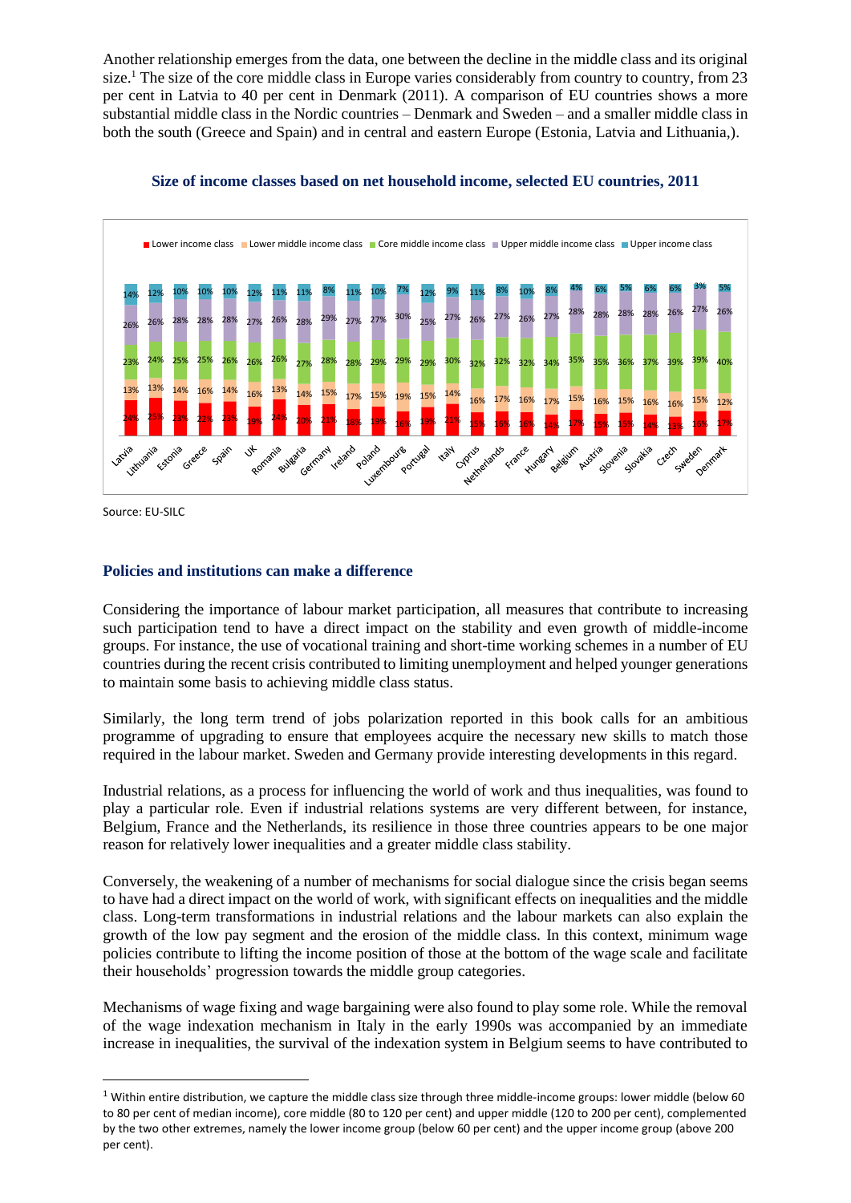Another relationship emerges from the data, one between the decline in the middle class and its original size.[1] The size of the core middle class in Europe varies considerably from country to country, from 23 per cent in Latvia to 40 per cent in Denmark (2011). A comparison of EU countries shows a more substantial middle class in the Nordic countries – Denmark and Sweden – and a smaller middle class in both the south (Greece and Spain) and in central and eastern Europe (Estonia, Latvia and Lithuania,).

**Size of income classes based on net household income, selected EU countries, 2011**

| Country | Lower income class | Lower middle income class | Core middle income class | Upper middle income class | Upper income class |
|---|---|---|---|---|---|
| Latvia | 24% | 13% | 23% | 26% | 14% |
| Lithuania | 25% | 13% | 24% | 26% | 12% |
| Estonia | 23% | 14% | 25% | 28% | 10% |
| Greece | 22% | 16% | 25% | 28% | 10% |
| Spain | 23% | 14% | 26% | 28% | 10% |
| UK | 19% | 16% | 26% | 27% | 12% |
| Romania | 24% | 13% | 26% | 26% | 11% |
| Bulgaria | 20% | 14% | 27% | 28% | 11% |
| Germany | 21% | 15% | 28% | 29% | 8% |
| Ireland | 18% | 17% | 28% | 27% | 11% |
| Poland | 19% | 15% | 29% | 27% | 10% |
| Luxembourg | 16% | 19% | 29% | 30% | 7% |
| Portugal | 19% | 15% | 29% | 25% | 12% |
| Italy | 21% | 14% | 30% | 27% | 9% |
| Cyprus | 15% | 16% | 32% | 26% | 11% |
| Netherlands | 16% | 17% | 32% | 27% | 8% |
| France | 16% | 16% | 32% | 26% | 10% |
| Hungary | 14% | 17% | 34% | 27% | 8% |
| Belgium | 17% | 15% | 35% | 28% | 4% |
| Austria | 15% | 16% | 35% | 28% | 6% |
| Slovenia | 15% | 15% | 36% | 28% | 5% |
| Slovakia | 14% | 16% | 37% | 28% | 6% |
| Czech | 13% | 16% | 39% | 26% | 6% |
| Sweden | 16% | 15% | 39% | 27% | 3% |
| Denmark | 17% | 12% | 40% | 26% | 5% |

Source: EU-SILC

## Policies and institutions can make a difference

Considering the importance of labour market participation, all measures that contribute to increasing such participation tend to have a direct impact on the stability and even growth of middle-income groups. For instance, the use of vocational training and short-time working schemes in a number of EU countries during the recent crisis contributed to limiting unemployment and helped younger generations to maintain some basis to achieving middle class status.

Similarly, the long term trend of jobs polarization reported in this book calls for an ambitious programme of upgrading to ensure that employees acquire the necessary new skills to match those required in the labour market. Sweden and Germany provide interesting developments in this regard.

Industrial relations, as a process for influencing the world of work and thus inequalities, was found to play a particular role. Even if industrial relations systems are very different between, for instance, Belgium, France and the Netherlands, its resilience in those three countries appears to be one major reason for relatively lower inequalities and a greater middle class stability.

Conversely, the weakening of a number of mechanisms for social dialogue since the crisis began seems to have had a direct impact on the world of work, with significant effects on inequalities and the middle class. Long-term transformations in industrial relations and the labour markets can also explain the growth of the low pay segment and the erosion of the middle class. In this context, minimum wage policies contribute to lifting the income position of those at the bottom of the wage scale and facilitate their households' progression towards the middle group categories.

Mechanisms of wage fixing and wage bargaining were also found to play some role. While the removal of the wage indexation mechanism in Italy in the early 1990s was accompanied by an immediate increase in inequalities, the survival of the indexation system in Belgium seems to have contributed to

---

[1] Within entire distribution, we capture the middle class size through three middle-income groups: lower middle (below 60 to 80 per cent of median income), core middle (80 to 120 per cent) and upper middle (120 to 200 per cent), complemented by the two other extremes, namely the lower income group (below 60 per cent) and the upper income group (above 200 per cent).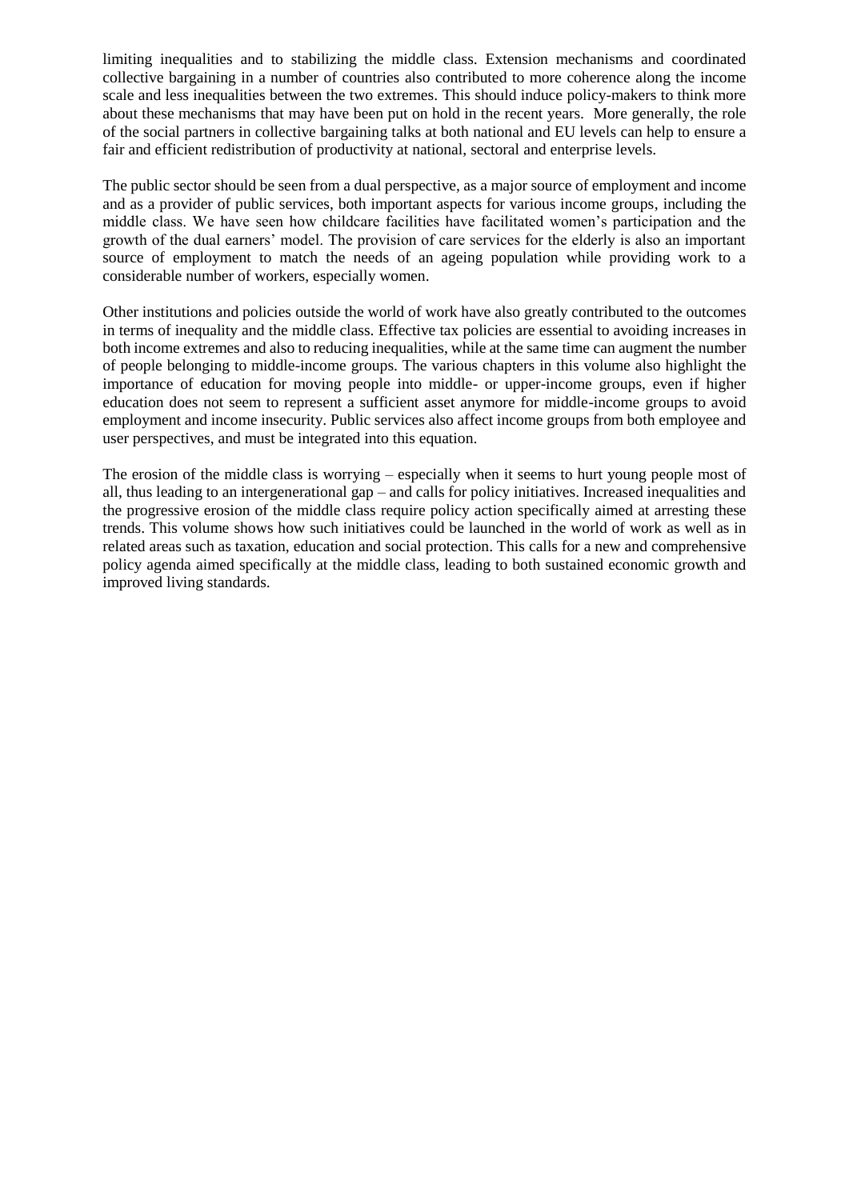limiting inequalities and to stabilizing the middle class. Extension mechanisms and coordinated collective bargaining in a number of countries also contributed to more coherence along the income scale and less inequalities between the two extremes. This should induce policy-makers to think more about these mechanisms that may have been put on hold in the recent years. More generally, the role of the social partners in collective bargaining talks at both national and EU levels can help to ensure a fair and efficient redistribution of productivity at national, sectoral and enterprise levels.

The public sector should be seen from a dual perspective, as a major source of employment and income and as a provider of public services, both important aspects for various income groups, including the middle class. We have seen how childcare facilities have facilitated women's participation and the growth of the dual earners' model. The provision of care services for the elderly is also an important source of employment to match the needs of an ageing population while providing work to a considerable number of workers, especially women.

Other institutions and policies outside the world of work have also greatly contributed to the outcomes in terms of inequality and the middle class. Effective tax policies are essential to avoiding increases in both income extremes and also to reducing inequalities, while at the same time can augment the number of people belonging to middle-income groups. The various chapters in this volume also highlight the importance of education for moving people into middle- or upper-income groups, even if higher education does not seem to represent a sufficient asset anymore for middle-income groups to avoid employment and income insecurity. Public services also affect income groups from both employee and user perspectives, and must be integrated into this equation.

The erosion of the middle class is worrying – especially when it seems to hurt young people most of all, thus leading to an intergenerational gap – and calls for policy initiatives. Increased inequalities and the progressive erosion of the middle class require policy action specifically aimed at arresting these trends. This volume shows how such initiatives could be launched in the world of work as well as in related areas such as taxation, education and social protection. This calls for a new and comprehensive policy agenda aimed specifically at the middle class, leading to both sustained economic growth and improved living standards.